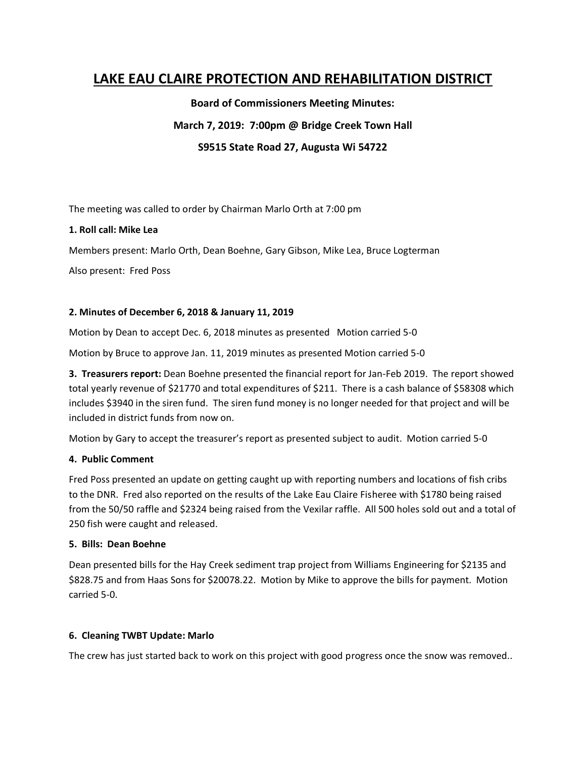# LAKE EAU CLAIRE PROTECTION AND REHABILITATION DISTRICT

**Board of Commissioners Meeting Minutes:**

**March 7, 2019: 7:00pm @ Bridge Creek Town Hall**

**S9515 State Road 27, Augusta Wi 54722**

The meeting was called to order by Chairman Marlo Orth at 7:00 pm

**1. Roll call: Mike Lea**

Members present: Marlo Orth, Dean Boehne, Gary Gibson, Mike Lea, Bruce Logterman

Also present: Fred Poss

**2. Minutes of December 6, 2018 & January 11, 2019**

Motion by Dean to accept Dec. 6, 2018 minutes as presented Motion carried 5-0

Motion by Bruce to approve Jan. 11, 2019 minutes as presented Motion carried 5-0

**3. Treasurers report:** Dean Boehne presented the financial report for Jan-Feb 2019. The report showed total yearly revenue of $21770 and total expenditures of $211. There is a cash balance of $58308 which includes $3940 in the siren fund. The siren fund money is no longer needed for that project and will be included in district funds from now on.

Motion by Gary to accept the treasurer's report as presented subject to audit. Motion carried 5-0

**4. Public Comment**

Fred Poss presented an update on getting caught up with reporting numbers and locations of fish cribs to the DNR. Fred also reported on the results of the Lake Eau Claire Fisheree with $1780 being raised from the 50/50 raffle and $2324 being raised from the Vexilar raffle. All 500 holes sold out and a total of 250 fish were caught and released.

**5. Bills: Dean Boehne**

Dean presented bills for the Hay Creek sediment trap project from Williams Engineering for $2135 and $828.75 and from Haas Sons for $20078.22. Motion by Mike to approve the bills for payment. Motion carried 5-0.

**6. Cleaning TWBT Update: Marlo**

The crew has just started back to work on this project with good progress once the snow was removed..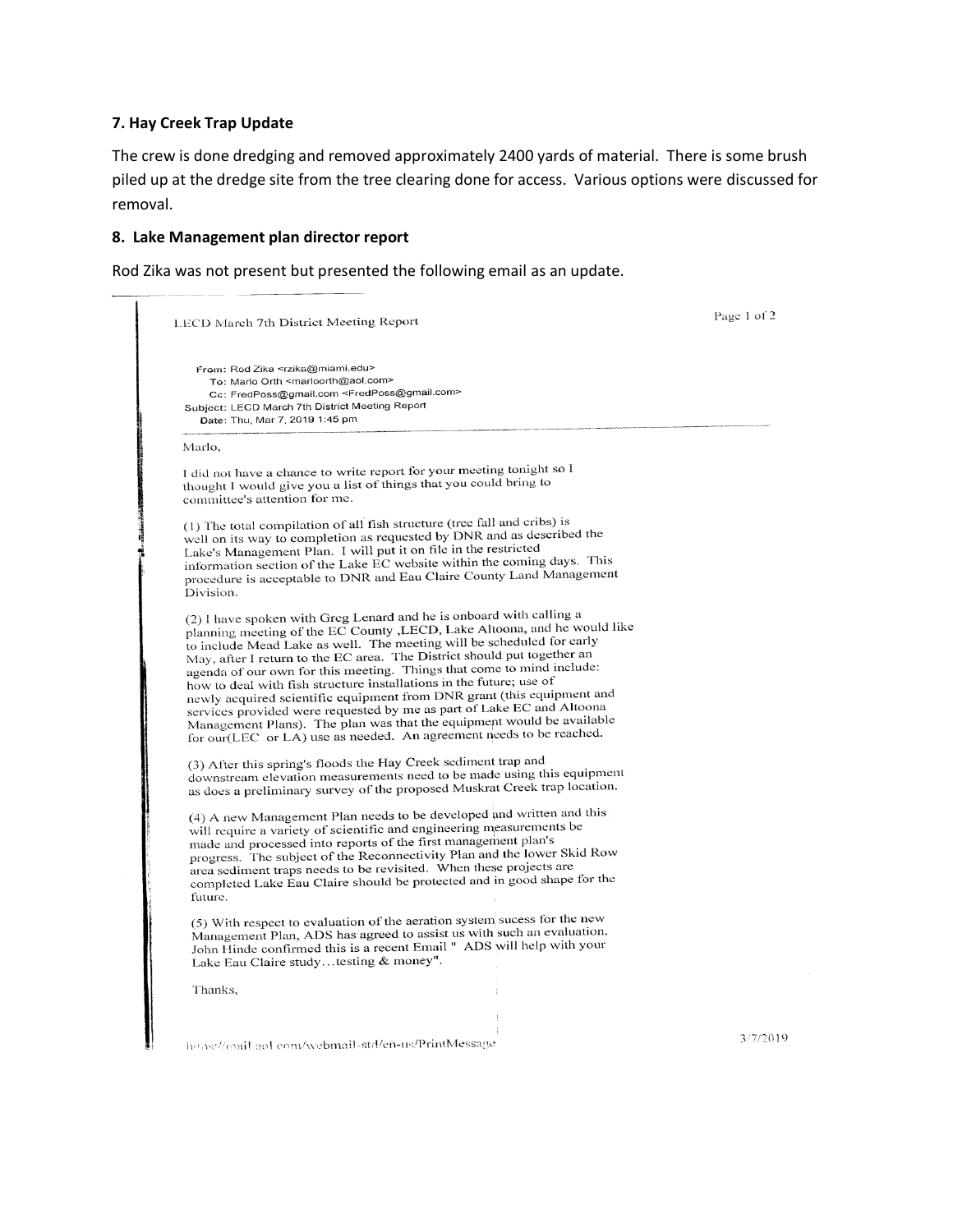### 7. Hay Creek Trap Update

The crew is done dredging and removed approximately 2400 yards of material. There is some brush piled up at the dredge site from the tree clearing done for access. Various options were discussed for removal.

### 8. Lake Management plan director report

Rod Zika was not present but presented the following email as an update.

---

LECD March 7th District Meeting Report

From: Rod Zika <rzika@miami.edu>
To: Marlo Orth <marloorth@aol.com>
Cc: FredPoss@gmail.com <FredPoss@gmail.com>
Subject: LECD March 7th District Meeting Report
Date: Thu, Mar 7, 2019 1:45 pm

Marlo,

I did not have a chance to write report for your meeting tonight so I thought I would give you a list of things that you could bring to committee's attention for me.

(1) The total compilation of all fish structure (tree fall and cribs) is well on its way to completion as requested by DNR and as described the Lake's Management Plan. I will put it on file in the restricted information section of the Lake EC website within the coming days. This procedure is acceptable to DNR and Eau Claire County Land Management Division.

(2) I have spoken with Greg Lenard and he is onboard with calling a planning meeting of the EC County ,LECD, Lake Altoona, and he would like to include Mead Lake as well. The meeting will be scheduled for early May, after I return to the EC area. The District should put together an agenda of our own for this meeting. Things that come to mind include: how to deal with fish structure installations in the future; use of newly acquired scientific equipment from DNR grant (this equipment and services provided were requested by me as part of Lake EC and Altoona Management Plans). The plan was that the equipment would be available for our(LEC or LA) use as needed. An agreement needs to be reached.

(3) After this spring's floods the Hay Creek sediment trap and downstream elevation measurements need to be made using this equipment as does a preliminary survey of the proposed Muskrat Creek trap location.

(4) A new Management Plan needs to be developed and written and this will require a variety of scientific and engineering measurements be made and processed into reports of the first management plan's progress. The subject of the Reconnectivity Plan and the lower Skid Row area sediment traps needs to be revisited. When these projects are completed Lake Eau Claire should be protected and in good shape for the future.

(5) With respect to evaluation of the aeration system sucess for the new Management Plan, ADS has agreed to assist us with such an evaluation. John Hinde confirmed this is a recent Email " ADS will help with your Lake Eau Claire study...testing & money".

Thanks,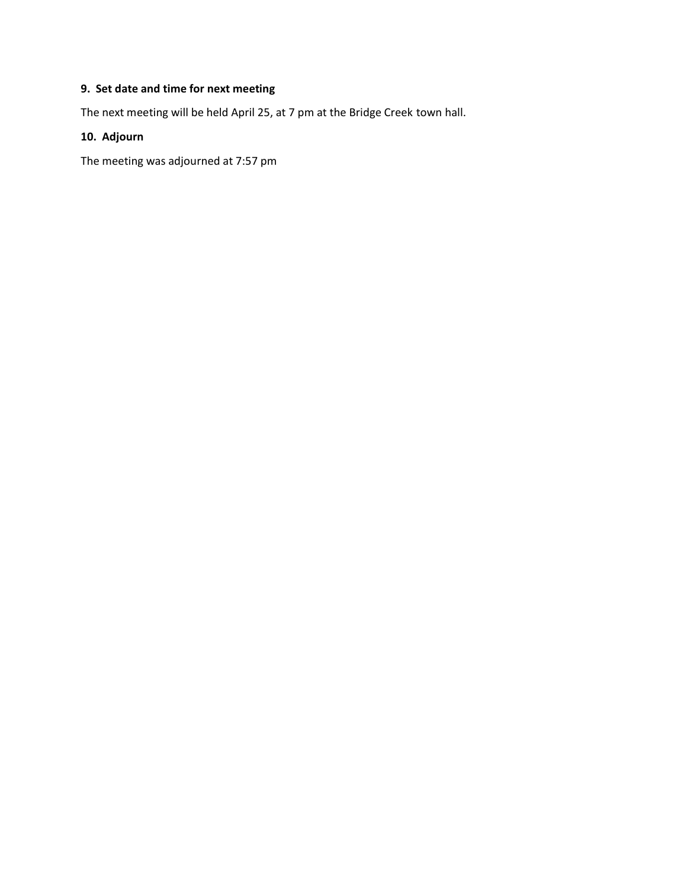### 9. Set date and time for next meeting

The next meeting will be held April 25, at 7 pm at the Bridge Creek town hall.

### 10. Adjourn

The meeting was adjourned at 7:57 pm